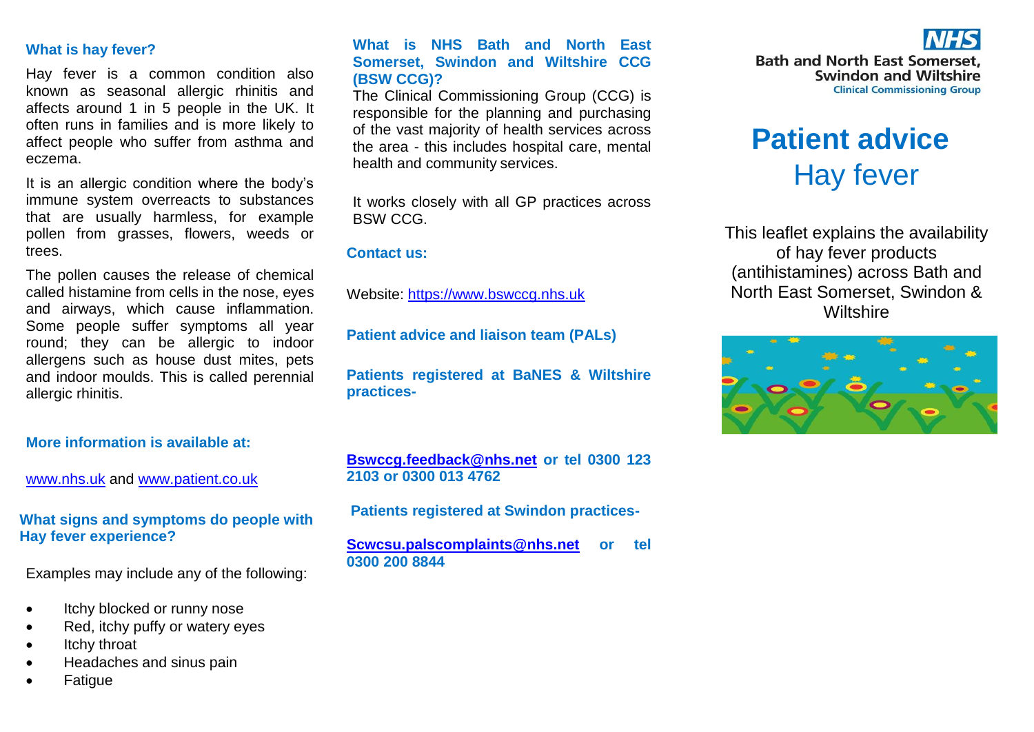## What is hay fever?

Hay fever is a common condition also known as seasonal allergic rhinitis and affects around 1 in 5 people in the UK. It often runs in families and is more likely to affect people who suffer from asthma and eczema.

It is an allergic condition where the body's immune system overreacts to substances that are usually harmless, for example pollen from grasses, flowers, weeds or trees.

The pollen causes the release of chemical called histamine from cells in the nose, eyes and airways, which cause inflammation. Some people suffer symptoms all year round; they can be allergic to indoor allergens such as house dust mites, pets and indoor moulds. This is called perennial allergic rhinitis.

**More information is available at:**

[www.nhs.uk](http://www.nhs.uk) and [www.patient.co.uk](http://www.patient.co.uk)

## What signs and symptoms do people with Hay fever experience?

Examples may include any of the following:

- Itchy blocked or runny nose
- Red, itchy puffy or watery eyes
- Itchy throat
- Headaches and sinus pain
- Fatigue

## What is NHS Bath and North East Somerset, Swindon and Wiltshire CCG (BSW CCG)?

The Clinical Commissioning Group (CCG) is responsible for the planning and purchasing of the vast majority of health services across the area - this includes hospital care, mental health and community services.

It works closely with all GP practices across BSW CCG.

**Contact us:**

Website: [https://www.bswccg.nhs.uk](https://www.bswccg.nhs.uk)

**Patient advice and liaison team (PALs)**

**Patients registered at BaNES & Wiltshire practices-**

**[Bswccg.feedback@nhs.net](mailto:Bswccg.feedback@nhs.net) or tel 0300 123 2103 or 0300 013 4762**

**Patients registered at Swindon practices-**

**[Scwcsu.palscomplaints@nhs.net](mailto:Scwcsu.palscomplaints@nhs.net) or tel 0300 200 8844**

NHS
Bath and North East Somerset,
Swindon and Wiltshire
Clinical Commissioning Group

# Patient advice
# Hay fever

This leaflet explains the availability of hay fever products (antihistamines) across Bath and North East Somerset, Swindon & Wiltshire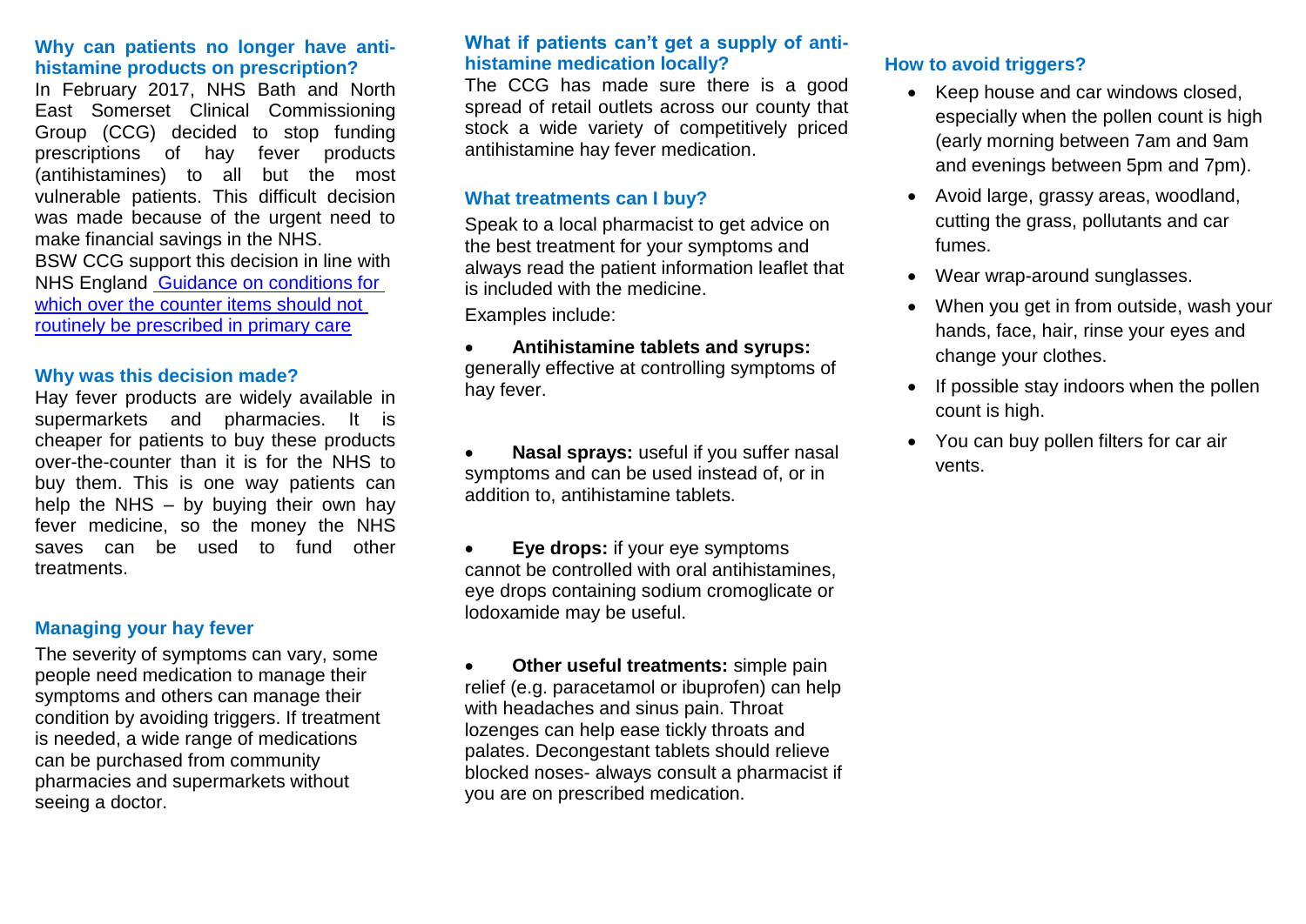## Why can patients no longer have anti-histamine products on prescription?

In February 2017, NHS Bath and North East Somerset Clinical Commissioning Group (CCG) decided to stop funding prescriptions of hay fever products (antihistamines) to all but the most vulnerable patients. This difficult decision was made because of the urgent need to make financial savings in the NHS.

BSW CCG support this decision in line with NHS England [Guidance on conditions for which over the counter items should not routinely be prescribed in primary care]

## Why was this decision made?

Hay fever products are widely available in supermarkets and pharmacies. It is cheaper for patients to buy these products over-the-counter than it is for the NHS to buy them. This is one way patients can help the NHS – by buying their own hay fever medicine, so the money the NHS saves can be used to fund other treatments.

## Managing your hay fever

The severity of symptoms can vary, some people need medication to manage their symptoms and others can manage their condition by avoiding triggers. If treatment is needed, a wide range of medications can be purchased from community pharmacies and supermarkets without seeing a doctor.

## What if patients can't get a supply of anti-histamine medication locally?

The CCG has made sure there is a good spread of retail outlets across our county that stock a wide variety of competitively priced antihistamine hay fever medication.

## What treatments can I buy?

Speak to a local pharmacist to get advice on the best treatment for your symptoms and always read the patient information leaflet that is included with the medicine.

Examples include:

- **Antihistamine tablets and syrups:** generally effective at controlling symptoms of hay fever.
- **Nasal sprays:** useful if you suffer nasal symptoms and can be used instead of, or in addition to, antihistamine tablets.
- **Eye drops:** if your eye symptoms cannot be controlled with oral antihistamines, eye drops containing sodium cromoglicate or lodoxamide may be useful.
- **Other useful treatments:** simple pain relief (e.g. paracetamol or ibuprofen) can help with headaches and sinus pain. Throat lozenges can help ease tickly throats and palates. Decongestant tablets should relieve blocked noses- always consult a pharmacist if you are on prescribed medication.

## How to avoid triggers?

- Keep house and car windows closed, especially when the pollen count is high (early morning between 7am and 9am and evenings between 5pm and 7pm).
- Avoid large, grassy areas, woodland, cutting the grass, pollutants and car fumes.
- Wear wrap-around sunglasses.
- When you get in from outside, wash your hands, face, hair, rinse your eyes and change your clothes.
- If possible stay indoors when the pollen count is high.
- You can buy pollen filters for car air vents.